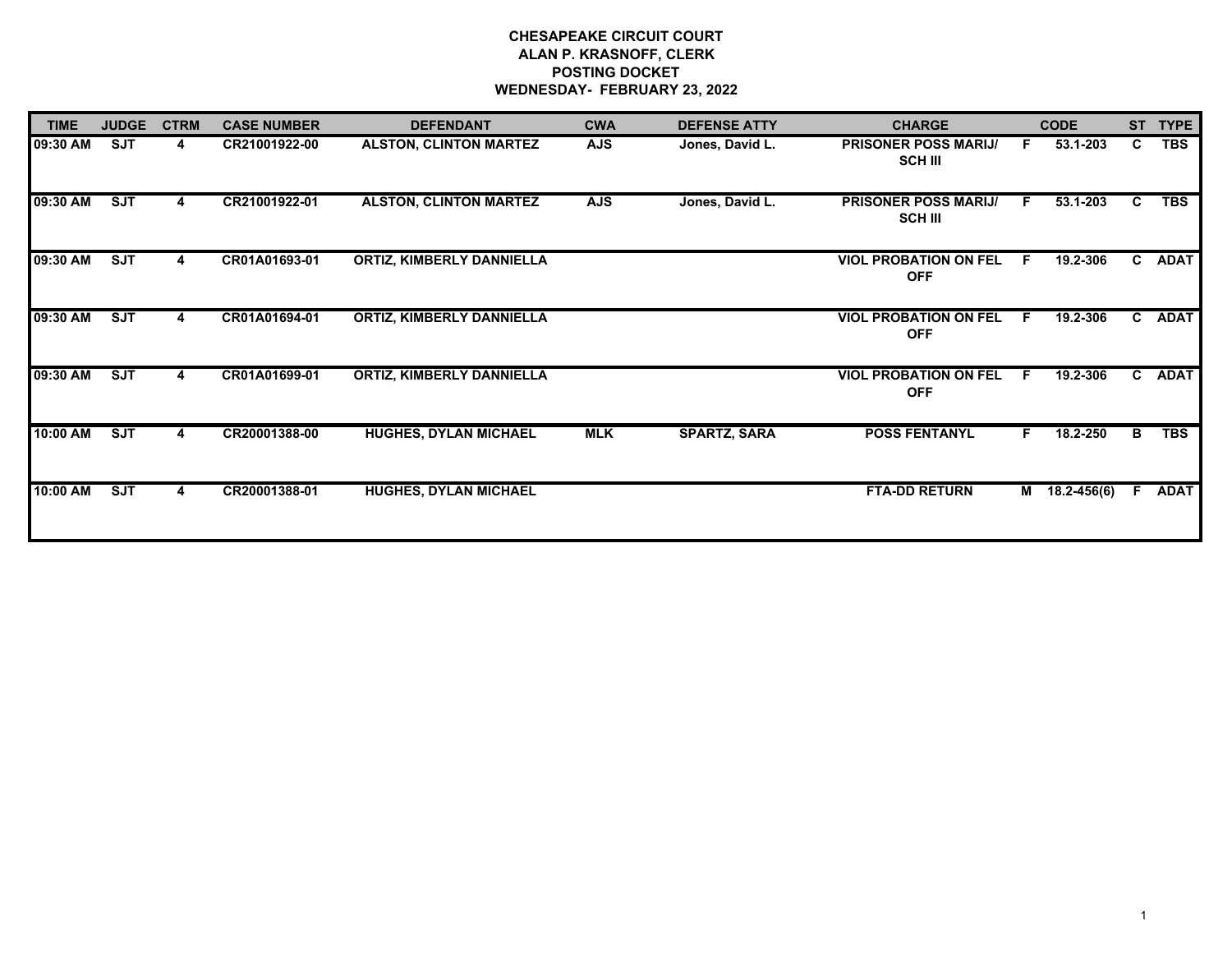# CHESAPEAKE CIRCUIT COURT
## ALAN P. KRASNOFF, CLERK
## POSTING DOCKET
## WEDNESDAY- FEBRUARY 23, 2022

| TIME | JUDGE | CTRM | CASE NUMBER | DEFENDANT | CWA | DEFENSE ATTY | CHARGE | | CODE | ST | TYPE |
|---|---|---|---|---|---|---|---|---|---|---|---|
| 09:30 AM | SJT | 4 | CR21001922-00 | ALSTON, CLINTON MARTEZ | AJS | Jones, David L. | PRISONER POSS MARIJ/ SCH III | F | 53.1-203 | C | TBS |
| 09:30 AM | SJT | 4 | CR21001922-01 | ALSTON, CLINTON MARTEZ | AJS | Jones, David L. | PRISONER POSS MARIJ/ SCH III | F | 53.1-203 | C | TBS |
| 09:30 AM | SJT | 4 | CR01A01693-01 | ORTIZ, KIMBERLY DANNIELLA | | | VIOL PROBATION ON FEL OFF | F | 19.2-306 | C | ADAT |
| 09:30 AM | SJT | 4 | CR01A01694-01 | ORTIZ, KIMBERLY DANNIELLA | | | VIOL PROBATION ON FEL OFF | F | 19.2-306 | C | ADAT |
| 09:30 AM | SJT | 4 | CR01A01699-01 | ORTIZ, KIMBERLY DANNIELLA | | | VIOL PROBATION ON FEL OFF | F | 19.2-306 | C | ADAT |
| 10:00 AM | SJT | 4 | CR20001388-00 | HUGHES, DYLAN MICHAEL | MLK | SPARTZ, SARA | POSS FENTANYL | F | 18.2-250 | B | TBS |
| 10:00 AM | SJT | 4 | CR20001388-01 | HUGHES, DYLAN MICHAEL | | | FTA-DD RETURN | M | 18.2-456(6) | F | ADAT |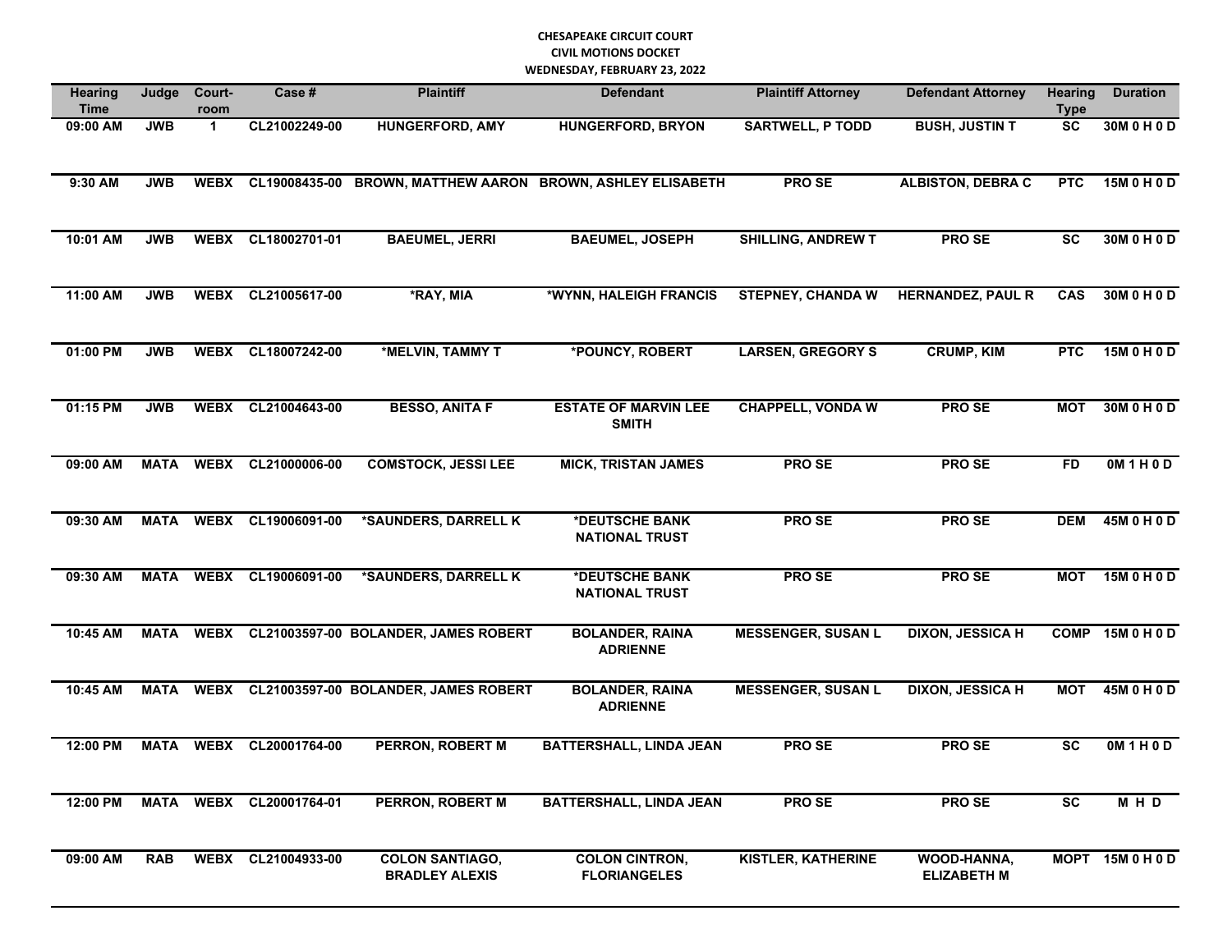**CHESAPEAKE CIRCUIT COURT**
**CIVIL MOTIONS DOCKET**
**WEDNESDAY, FEBRUARY 23, 2022**

| Hearing Time | Judge | Court-room | Case # | Plaintiff | Defendant | Plaintiff Attorney | Defendant Attorney | Hearing Type | Duration |
|---|---|---|---|---|---|---|---|---|---|
| 09:00 AM | JWB | 1 | CL21002249-00 | HUNGERFORD, AMY | HUNGERFORD, BRYON | SARTWELL, P TODD | BUSH, JUSTIN T | SC | 30M 0 H 0 D |
| 9:30 AM | JWB | WEBX | CL19008435-00 | BROWN, MATTHEW AARON | BROWN, ASHLEY ELISABETH | PRO SE | ALBISTON, DEBRA C | PTC | 15M 0 H 0 D |
| 10:01 AM | JWB | WEBX | CL18002701-01 | BAEUMEL, JERRI | BAEUMEL, JOSEPH | SHILLING, ANDREW T | PRO SE | SC | 30M 0 H 0 D |
| 11:00 AM | JWB | WEBX | CL21005617-00 | *RAY, MIA | *WYNN, HALEIGH FRANCIS | STEPNEY, CHANDA W | HERNANDEZ, PAUL R | CAS | 30M 0 H 0 D |
| 01:00 PM | JWB | WEBX | CL18007242-00 | *MELVIN, TAMMY T | *POUNCY, ROBERT | LARSEN, GREGORY S | CRUMP, KIM | PTC | 15M 0 H 0 D |
| 01:15 PM | JWB | WEBX | CL21004643-00 | BESSO, ANITA F | ESTATE OF MARVIN LEE SMITH | CHAPPELL, VONDA W | PRO SE | MOT | 30M 0 H 0 D |
| 09:00 AM | MATA | WEBX | CL21000006-00 | COMSTOCK, JESSI LEE | MICK, TRISTAN JAMES | PRO SE | PRO SE | FD | 0M 1 H 0 D |
| 09:30 AM | MATA | WEBX | CL19006091-00 | *SAUNDERS, DARRELL K | *DEUTSCHE BANK NATIONAL TRUST | PRO SE | PRO SE | DEM | 45M 0 H 0 D |
| 09:30 AM | MATA | WEBX | CL19006091-00 | *SAUNDERS, DARRELL K | *DEUTSCHE BANK NATIONAL TRUST | PRO SE | PRO SE | MOT | 15M 0 H 0 D |
| 10:45 AM | MATA | WEBX | CL21003597-00 | BOLANDER, JAMES ROBERT | BOLANDER, RAINA ADRIENNE | MESSENGER, SUSAN L | DIXON, JESSICA H | COMP | 15M 0 H 0 D |
| 10:45 AM | MATA | WEBX | CL21003597-00 | BOLANDER, JAMES ROBERT | BOLANDER, RAINA ADRIENNE | MESSENGER, SUSAN L | DIXON, JESSICA H | MOT | 45M 0 H 0 D |
| 12:00 PM | MATA | WEBX | CL20001764-00 | PERRON, ROBERT M | BATTERSHALL, LINDA JEAN | PRO SE | PRO SE | SC | 0M 1 H 0 D |
| 12:00 PM | MATA | WEBX | CL20001764-01 | PERRON, ROBERT M | BATTERSHALL, LINDA JEAN | PRO SE | PRO SE | SC | M H D |
| 09:00 AM | RAB | WEBX | CL21004933-00 | COLON SANTIAGO, BRADLEY ALEXIS | COLON CINTRON, FLORIANGELES | KISTLER, KATHERINE | WOOD-HANNA, ELIZABETH M | MOPT | 15M 0 H 0 D |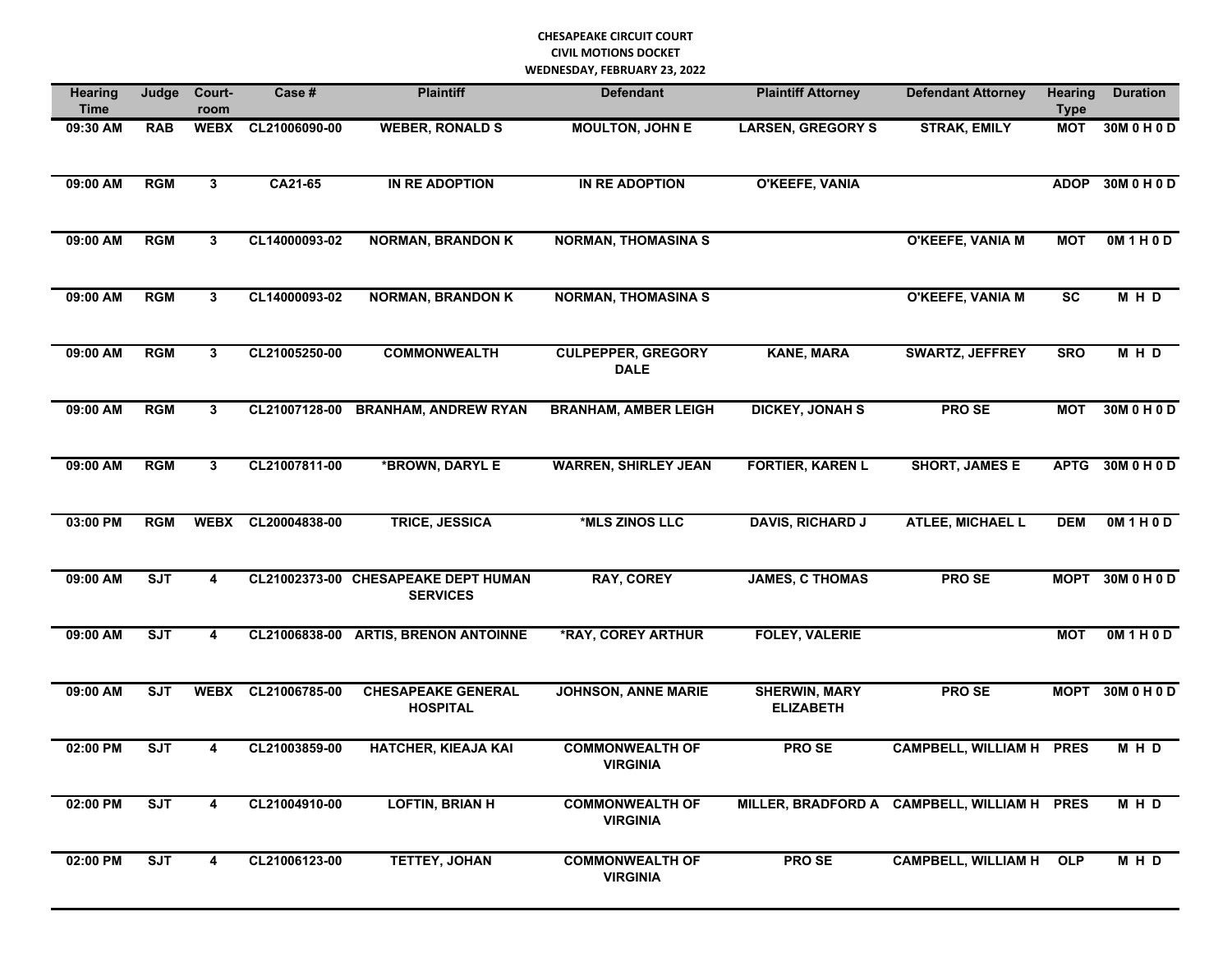**CHESAPEAKE CIRCUIT COURT**
**CIVIL MOTIONS DOCKET**
**WEDNESDAY, FEBRUARY 23, 2022**

| Hearing Time | Judge | Court-room | Case # | Plaintiff | Defendant | Plaintiff Attorney | Defendant Attorney | Hearing Type | Duration |
|---|---|---|---|---|---|---|---|---|---|
| 09:30 AM | RAB | WEBX | CL21006090-00 | WEBER, RONALD S | MOULTON, JOHN E | LARSEN, GREGORY S | STRAK, EMILY | MOT | 30M 0 H 0 D |
| 09:00 AM | RGM | 3 | CA21-65 | IN RE ADOPTION | IN RE ADOPTION | O'KEEFE, VANIA | | ADOP | 30M 0 H 0 D |
| 09:00 AM | RGM | 3 | CL14000093-02 | NORMAN, BRANDON K | NORMAN, THOMASINA S | | O'KEEFE, VANIA M | MOT | 0M 1 H 0 D |
| 09:00 AM | RGM | 3 | CL14000093-02 | NORMAN, BRANDON K | NORMAN, THOMASINA S | | O'KEEFE, VANIA M | SC | M H D |
| 09:00 AM | RGM | 3 | CL21005250-00 | COMMONWEALTH | CULPEPPER, GREGORY DALE | KANE, MARA | SWARTZ, JEFFREY | SRO | M H D |
| 09:00 AM | RGM | 3 | CL21007128-00 | BRANHAM, ANDREW RYAN | BRANHAM, AMBER LEIGH | DICKEY, JONAH S | PRO SE | MOT | 30M 0 H 0 D |
| 09:00 AM | RGM | 3 | CL21007811-00 | *BROWN, DARYL E | WARREN, SHIRLEY JEAN | FORTIER, KAREN L | SHORT, JAMES E | APTG | 30M 0 H 0 D |
| 03:00 PM | RGM | WEBX | CL20004838-00 | TRICE, JESSICA | *MLS ZINOS LLC | DAVIS, RICHARD J | ATLEE, MICHAEL L | DEM | 0M 1 H 0 D |
| 09:00 AM | SJT | 4 | CL21002373-00 | CHESAPEAKE DEPT HUMAN SERVICES | RAY, COREY | JAMES, C THOMAS | PRO SE | MOPT | 30M 0 H 0 D |
| 09:00 AM | SJT | 4 | CL21006838-00 | ARTIS, BRENON ANTOINNE | *RAY, COREY ARTHUR | FOLEY, VALERIE | | MOT | 0M 1 H 0 D |
| 09:00 AM | SJT | WEBX | CL21006785-00 | CHESAPEAKE GENERAL HOSPITAL | JOHNSON, ANNE MARIE | SHERWIN, MARY ELIZABETH | PRO SE | MOPT | 30M 0 H 0 D |
| 02:00 PM | SJT | 4 | CL21003859-00 | HATCHER, KIEAJA KAI | COMMONWEALTH OF VIRGINIA | PRO SE | CAMPBELL, WILLIAM H | PRES | M H D |
| 02:00 PM | SJT | 4 | CL21004910-00 | LOFTIN, BRIAN H | COMMONWEALTH OF VIRGINIA | MILLER, BRADFORD A | CAMPBELL, WILLIAM H | PRES | M H D |
| 02:00 PM | SJT | 4 | CL21006123-00 | TETTEY, JOHAN | COMMONWEALTH OF VIRGINIA | PRO SE | CAMPBELL, WILLIAM H | OLP | M H D |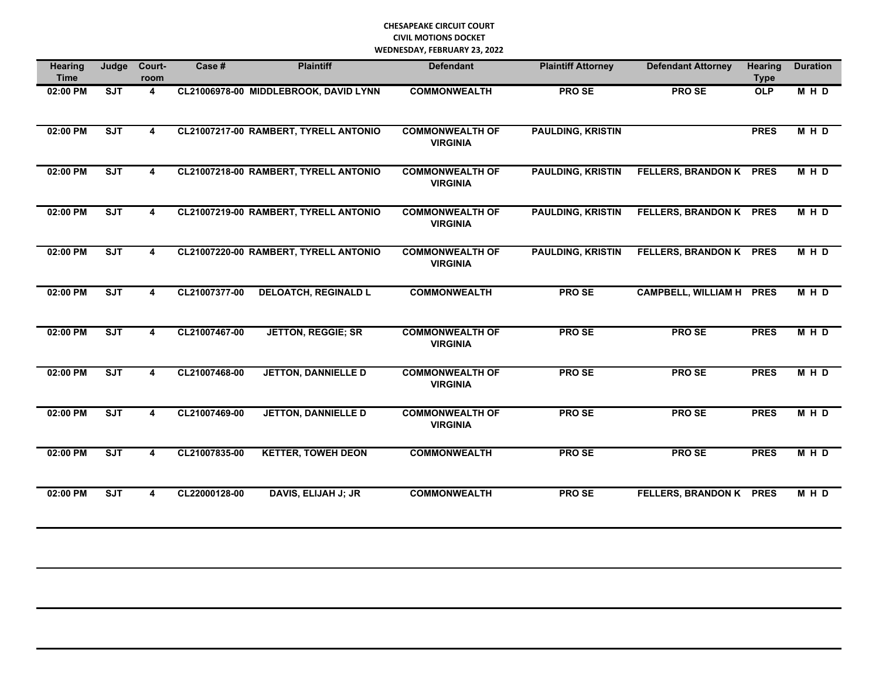**CHESAPEAKE CIRCUIT COURT**
**CIVIL MOTIONS DOCKET**
**WEDNESDAY, FEBRUARY 23, 2022**

| Hearing Time | Judge | Court-room | Case # | Plaintiff | Defendant | Plaintiff Attorney | Defendant Attorney | Hearing Type | Duration |
|---|---|---|---|---|---|---|---|---|---|
| 02:00 PM | SJT | 4 | CL21006978-00 | MIDDLEBROOK, DAVID LYNN | COMMONWEALTH | PRO SE | PRO SE | OLP | M H D |
| 02:00 PM | SJT | 4 | CL21007217-00 | RAMBERT, TYRELL ANTONIO | COMMONWEALTH OF VIRGINIA | PAULDING, KRISTIN | | PRES | M H D |
| 02:00 PM | SJT | 4 | CL21007218-00 | RAMBERT, TYRELL ANTONIO | COMMONWEALTH OF VIRGINIA | PAULDING, KRISTIN | FELLERS, BRANDON K | PRES | M H D |
| 02:00 PM | SJT | 4 | CL21007219-00 | RAMBERT, TYRELL ANTONIO | COMMONWEALTH OF VIRGINIA | PAULDING, KRISTIN | FELLERS, BRANDON K | PRES | M H D |
| 02:00 PM | SJT | 4 | CL21007220-00 | RAMBERT, TYRELL ANTONIO | COMMONWEALTH OF VIRGINIA | PAULDING, KRISTIN | FELLERS, BRANDON K | PRES | M H D |
| 02:00 PM | SJT | 4 | CL21007377-00 | DELOATCH, REGINALD L | COMMONWEALTH | PRO SE | CAMPBELL, WILLIAM H | PRES | M H D |
| 02:00 PM | SJT | 4 | CL21007467-00 | JETTON, REGGIE; SR | COMMONWEALTH OF VIRGINIA | PRO SE | PRO SE | PRES | M H D |
| 02:00 PM | SJT | 4 | CL21007468-00 | JETTON, DANNIELLE D | COMMONWEALTH OF VIRGINIA | PRO SE | PRO SE | PRES | M H D |
| 02:00 PM | SJT | 4 | CL21007469-00 | JETTON, DANNIELLE D | COMMONWEALTH OF VIRGINIA | PRO SE | PRO SE | PRES | M H D |
| 02:00 PM | SJT | 4 | CL21007835-00 | KETTER, TOWEH DEON | COMMONWEALTH | PRO SE | PRO SE | PRES | M H D |
| 02:00 PM | SJT | 4 | CL22000128-00 | DAVIS, ELIJAH J; JR | COMMONWEALTH | PRO SE | FELLERS, BRANDON K | PRES | M H D |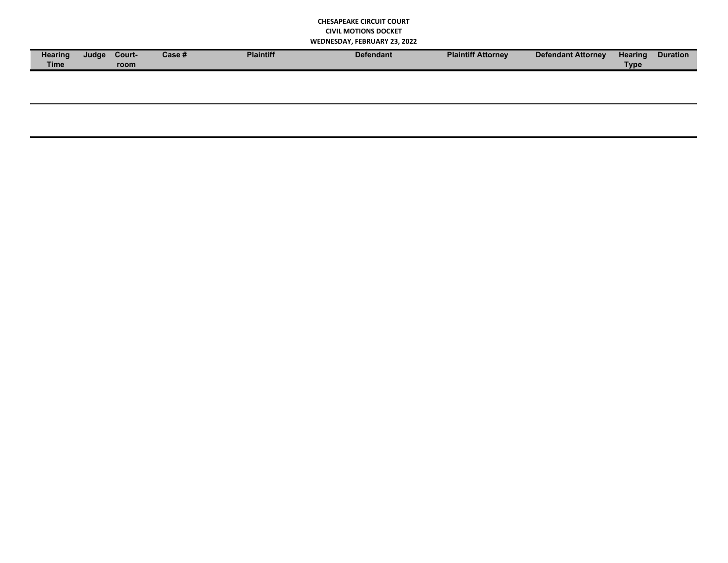**CHESAPEAKE CIRCUIT COURT**

**CIVIL MOTIONS DOCKET**

**WEDNESDAY, FEBRUARY 23, 2022**

| Hearing Time | Judge | Court-room | Case # | Plaintiff | Defendant | Plaintiff Attorney | Defendant Attorney | Hearing Type | Duration |
|---|---|---|---|---|---|---|---|---|---|